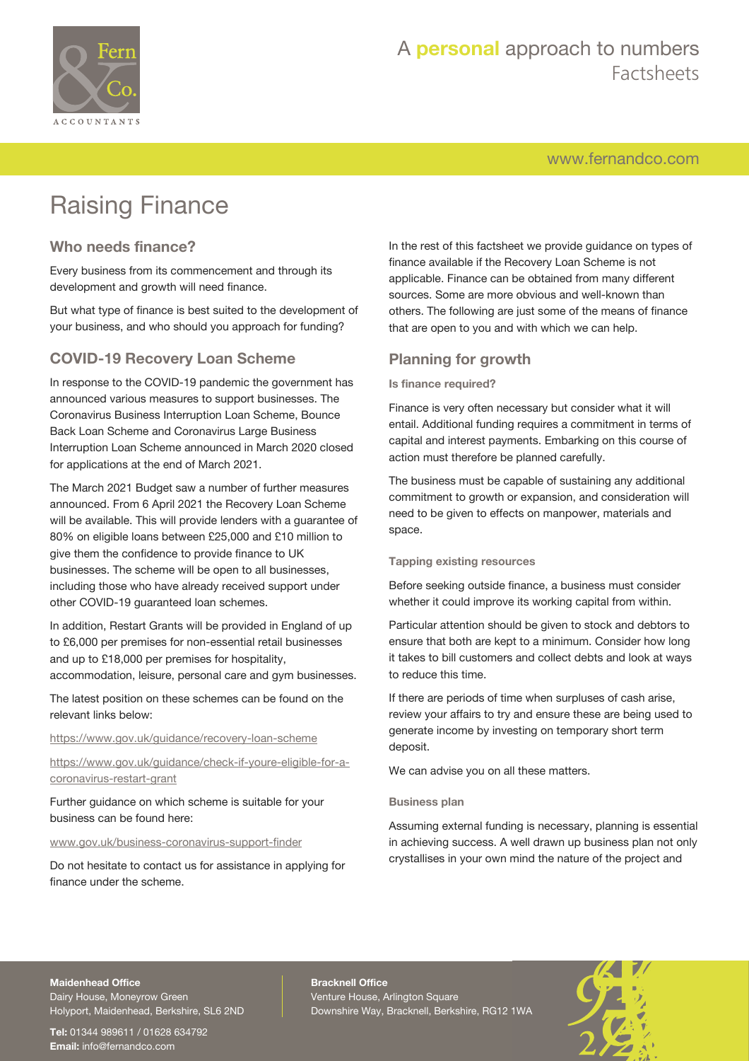# Raising Finance

## Who needs finance?

Every business from its commencement and through its development and growth will need finance.

But what type of finance is best suited to the development of your business, and who should you approach for funding?

## COVID-19 Recovery Loan Scheme

In response to the COVID-19 pandemic the government has announced various measures to support businesses. The Coronavirus Business Interruption Loan Scheme, Bounce Back Loan Scheme and Coronavirus Large Business Interruption Loan Scheme announced in March 2020 closed for applications at the end of March 2021.

The March 2021 Budget saw a number of further measures announced. From 6 April 2021 the Recovery Loan Scheme will be available. This will provide lenders with a guarantee of 80% on eligible loans between £25,000 and £10 million to give them the confidence to provide finance to UK businesses. The scheme will be open to all businesses, including those who have already received support under other COVID-19 guaranteed loan schemes.

In addition, Restart Grants will be provided in England of up to £6,000 per premises for non-essential retail businesses and up to £18,000 per premises for hospitality, accommodation, leisure, personal care and gym businesses.

The latest position on these schemes can be found on the relevant links below:

https://www.gov.uk/guidance/recovery-loan-scheme

https://www.gov.uk/guidance/check-if-youre-eligible-for-a-coronavirus-restart-grant

Further guidance on which scheme is suitable for your business can be found here:

www.gov.uk/business-coronavirus-support-finder

Do not hesitate to contact us for assistance in applying for finance under the scheme.

In the rest of this factsheet we provide guidance on types of finance available if the Recovery Loan Scheme is not applicable. Finance can be obtained from many different sources. Some are more obvious and well-known than others. The following are just some of the means of finance that are open to you and with which we can help.

## Planning for growth

### Is finance required?

Finance is very often necessary but consider what it will entail. Additional funding requires a commitment in terms of capital and interest payments. Embarking on this course of action must therefore be planned carefully.

The business must be capable of sustaining any additional commitment to growth or expansion, and consideration will need to be given to effects on manpower, materials and space.

### Tapping existing resources

Before seeking outside finance, a business must consider whether it could improve its working capital from within.

Particular attention should be given to stock and debtors to ensure that both are kept to a minimum. Consider how long it takes to bill customers and collect debts and look at ways to reduce this time.

If there are periods of time when surpluses of cash arise, review your affairs to try and ensure these are being used to generate income by investing on temporary short term deposit.

We can advise you on all these matters.

### Business plan

Assuming external funding is necessary, planning is essential in achieving success. A well drawn up business plan not only crystallises in your own mind the nature of the project and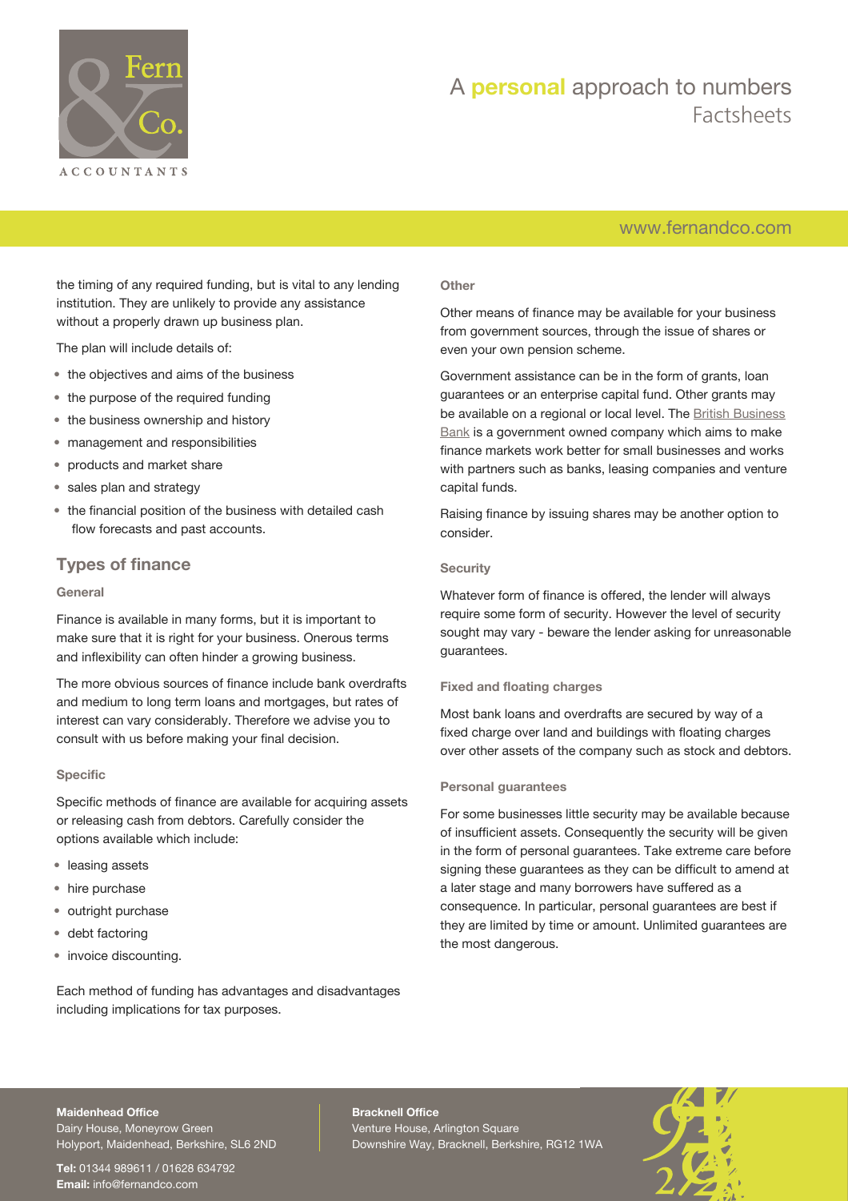the timing of any required funding, but is vital to any lending institution. They are unlikely to provide any assistance without a properly drawn up business plan.

The plan will include details of:

- the objectives and aims of the business
- the purpose of the required funding
- the business ownership and history
- management and responsibilities
- products and market share
- sales plan and strategy
- the financial position of the business with detailed cash flow forecasts and past accounts.

## Types of finance

### General

Finance is available in many forms, but it is important to make sure that it is right for your business. Onerous terms and inflexibility can often hinder a growing business.

The more obvious sources of finance include bank overdrafts and medium to long term loans and mortgages, but rates of interest can vary considerably. Therefore we advise you to consult with us before making your final decision.

### Specific

Specific methods of finance are available for acquiring assets or releasing cash from debtors. Carefully consider the options available which include:

- leasing assets
- hire purchase
- outright purchase
- debt factoring
- invoice discounting.

Each method of funding has advantages and disadvantages including implications for tax purposes.

### Other

Other means of finance may be available for your business from government sources, through the issue of shares or even your own pension scheme.

Government assistance can be in the form of grants, loan guarantees or an enterprise capital fund. Other grants may be available on a regional or local level. The British Business Bank is a government owned company which aims to make finance markets work better for small businesses and works with partners such as banks, leasing companies and venture capital funds.

Raising finance by issuing shares may be another option to consider.

### Security

Whatever form of finance is offered, the lender will always require some form of security. However the level of security sought may vary - beware the lender asking for unreasonable guarantees.

### Fixed and floating charges

Most bank loans and overdrafts are secured by way of a fixed charge over land and buildings with floating charges over other assets of the company such as stock and debtors.

### Personal guarantees

For some businesses little security may be available because of insufficient assets. Consequently the security will be given in the form of personal guarantees. Take extreme care before signing these guarantees as they can be difficult to amend at a later stage and many borrowers have suffered as a consequence. In particular, personal guarantees are best if they are limited by time or amount. Unlimited guarantees are the most dangerous.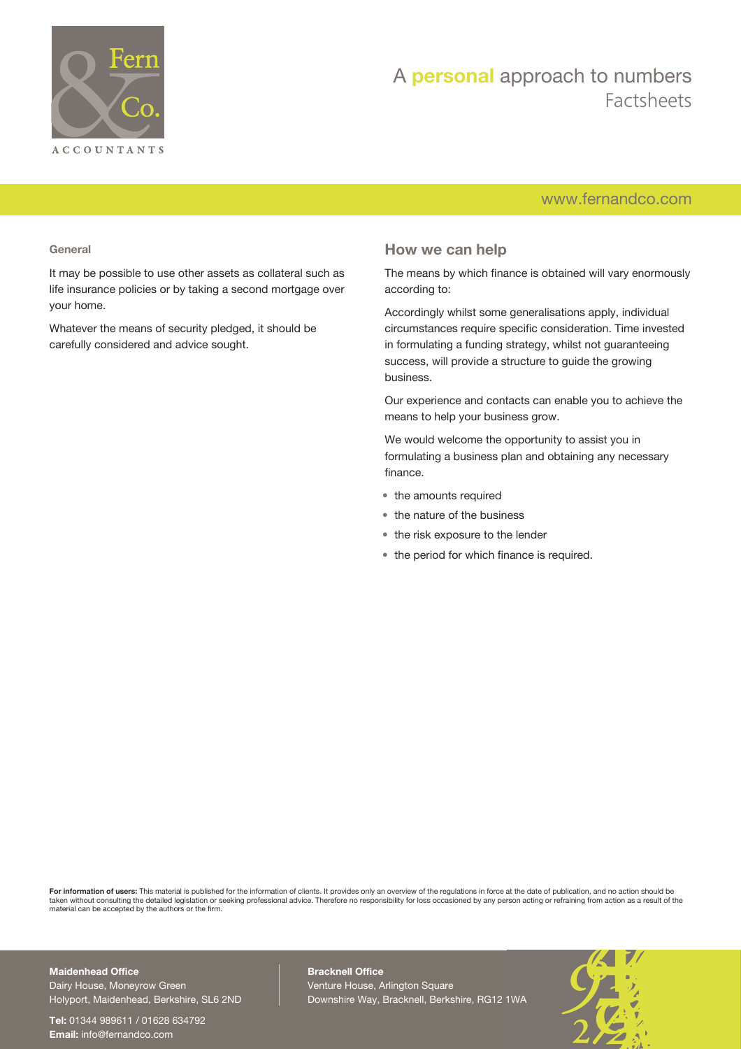### General

It may be possible to use other assets as collateral such as life insurance policies or by taking a second mortgage over your home.

Whatever the means of security pledged, it should be carefully considered and advice sought.

## How we can help

The means by which finance is obtained will vary enormously according to:

Accordingly whilst some generalisations apply, individual circumstances require specific consideration. Time invested in formulating a funding strategy, whilst not guaranteeing success, will provide a structure to guide the growing business.

Our experience and contacts can enable you to achieve the means to help your business grow.

We would welcome the opportunity to assist you in formulating a business plan and obtaining any necessary finance.

- the amounts required
- the nature of the business
- the risk exposure to the lender
- the period for which finance is required.

**For information of users:** This material is published for the information of clients. It provides only an overview of the regulations in force at the date of publication, and no action should be taken without consulting the detailed legislation or seeking professional advice. Therefore no responsibility for loss occasioned by any person acting or refraining from action as a result of the material can be accepted by the authors or the firm.